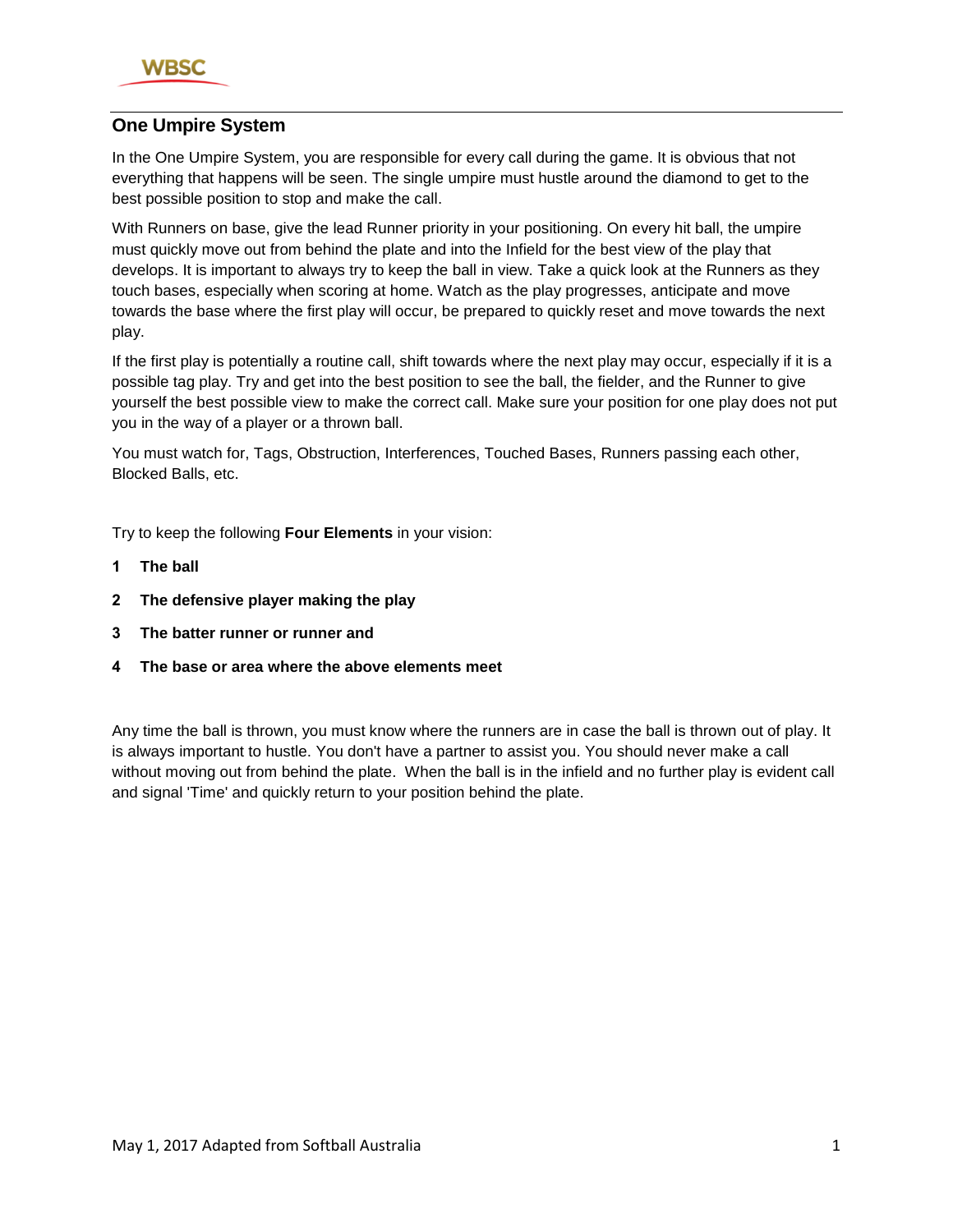## One Umpire System

In the One Umpire System, you are responsible for every call during the game. It is obvious that not everything that happens will be seen. The single umpire must hustle around the diamond to get to the best possible position to stop and make the call.

With Runners on base, give the lead Runner priority in your positioning. On every hit ball, the umpire must quickly move out from behind the plate and into the Infield for the best view of the play that develops. It is important to always try to keep the ball in view. Take a quick look at the Runners as they touch bases, especially when scoring at home. Watch as the play progresses, anticipate and move towards the base where the first play will occur, be prepared to quickly reset and move towards the next play.

If the first play is potentially a routine call, shift towards where the next play may occur, especially if it is a possible tag play. Try and get into the best position to see the ball, the fielder, and the Runner to give yourself the best possible view to make the correct call. Make sure your position for one play does not put you in the way of a player or a thrown ball.

You must watch for, Tags, Obstruction, Interferences, Touched Bases, Runners passing each other, Blocked Balls, etc.

Try to keep the following **Four Elements** in your vision:

1. **The ball**
2. **The defensive player making the play**
3. **The batter runner or runner and**
4. **The base or area where the above elements meet**

Any time the ball is thrown, you must know where the runners are in case the ball is thrown out of play. It is always important to hustle. You don't have a partner to assist you. You should never make a call without moving out from behind the plate. When the ball is in the infield and no further play is evident call and signal 'Time' and quickly return to your position behind the plate.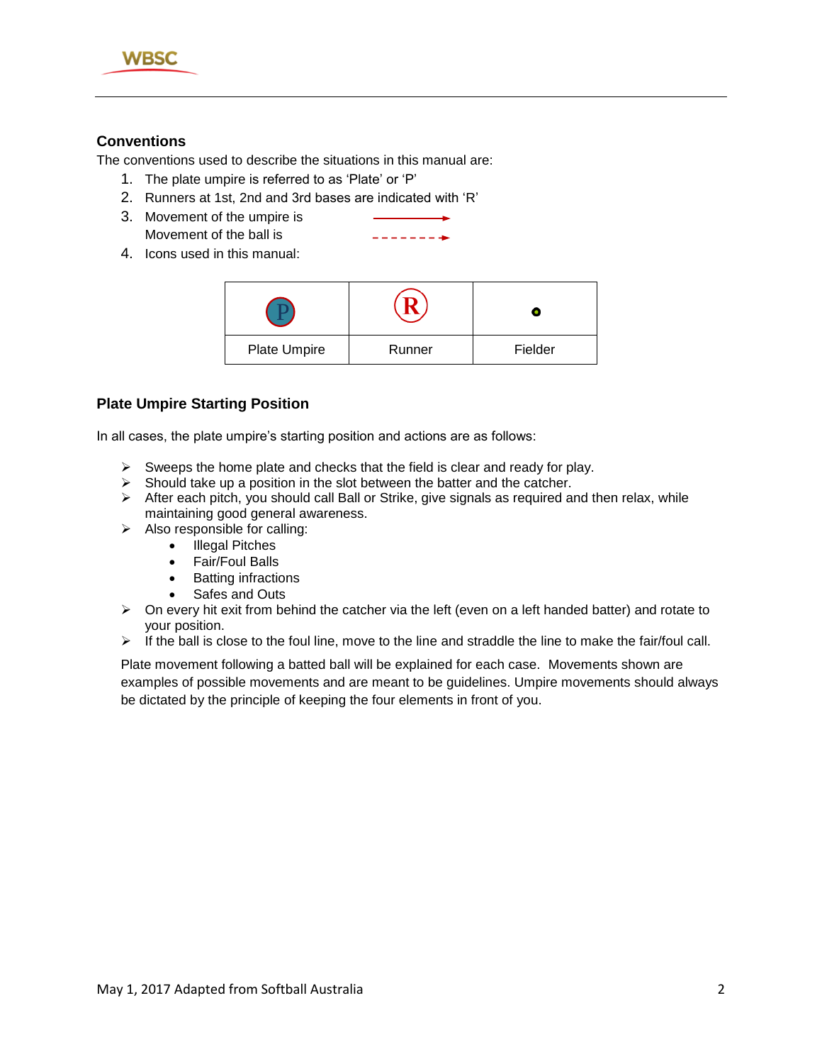## Conventions

The conventions used to describe the situations in this manual are:

1. The plate umpire is referred to as 'Plate' or 'P'
2. Runners at 1st, 2nd and 3rd bases are indicated with 'R'
3. Movement of the umpire is →
   Movement of the ball is - - - - - - - →
4. Icons used in this manual:

| P | R | • |
|---|---|---|
| Plate Umpire | Runner | Fielder |

## Plate Umpire Starting Position

In all cases, the plate umpire's starting position and actions are as follows:

- Sweeps the home plate and checks that the field is clear and ready for play.
- Should take up a position in the slot between the batter and the catcher.
- After each pitch, you should call Ball or Strike, give signals as required and then relax, while maintaining good general awareness.
- Also responsible for calling:
  - Illegal Pitches
  - Fair/Foul Balls
  - Batting infractions
  - Safes and Outs
- On every hit exit from behind the catcher via the left (even on a left handed batter) and rotate to your position.
- If the ball is close to the foul line, move to the line and straddle the line to make the fair/foul call.

Plate movement following a batted ball will be explained for each case. Movements shown are examples of possible movements and are meant to be guidelines. Umpire movements should always be dictated by the principle of keeping the four elements in front of you.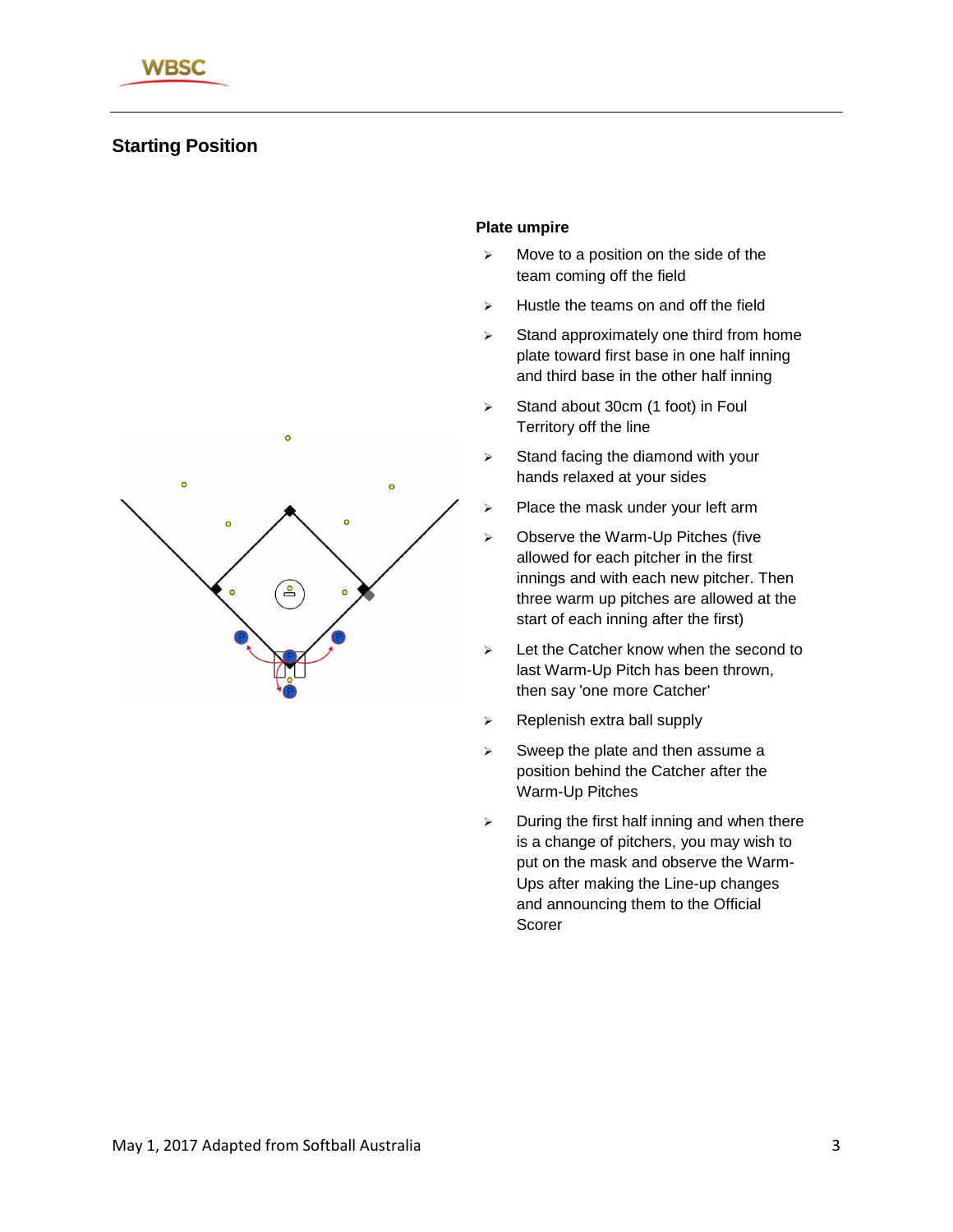## Starting Position

**Plate umpire**

- Move to a position on the side of the team coming off the field
- Hustle the teams on and off the field
- Stand approximately one third from home plate toward first base in one half inning and third base in the other half inning
- Stand about 30cm (1 foot) in Foul Territory off the line
- Stand facing the diamond with your hands relaxed at your sides
- Place the mask under your left arm
- Observe the Warm-Up Pitches (five allowed for each pitcher in the first innings and with each new pitcher. Then three warm up pitches are allowed at the start of each inning after the first)
- Let the Catcher know when the second to last Warm-Up Pitch has been thrown, then say 'one more Catcher'
- Replenish extra ball supply
- Sweep the plate and then assume a position behind the Catcher after the Warm-Up Pitches
- During the first half inning and when there is a change of pitchers, you may wish to put on the mask and observe the Warm-Ups after making the Line-up changes and announcing them to the Official Scorer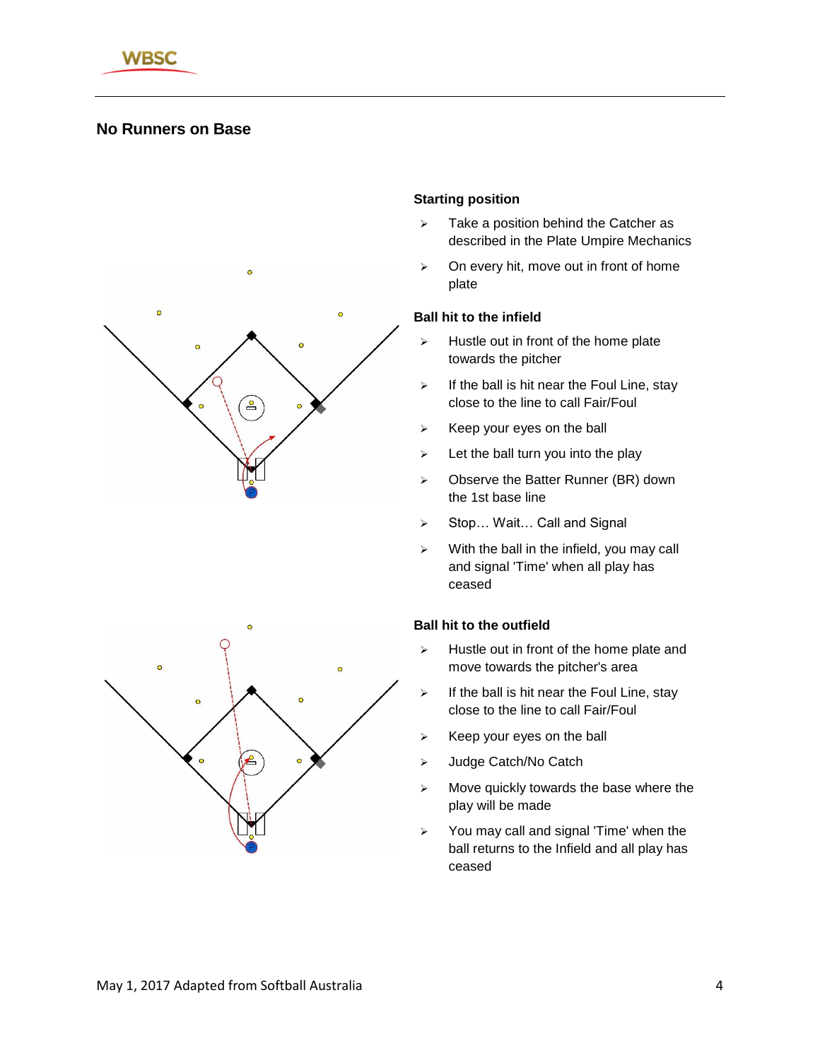## No Runners on Base

### Starting position

- Take a position behind the Catcher as described in the Plate Umpire Mechanics
- On every hit, move out in front of home plate

### Ball hit to the infield

- Hustle out in front of the home plate towards the pitcher
- If the ball is hit near the Foul Line, stay close to the line to call Fair/Foul
- Keep your eyes on the ball
- Let the ball turn you into the play
- Observe the Batter Runner (BR) down the 1st base line
- Stop… Wait… Call and Signal
- With the ball in the infield, you may call and signal 'Time' when all play has ceased

### Ball hit to the outfield

- Hustle out in front of the home plate and move towards the pitcher's area
- If the ball is hit near the Foul Line, stay close to the line to call Fair/Foul
- Keep your eyes on the ball
- Judge Catch/No Catch
- Move quickly towards the base where the play will be made
- You may call and signal 'Time' when the ball returns to the Infield and all play has ceased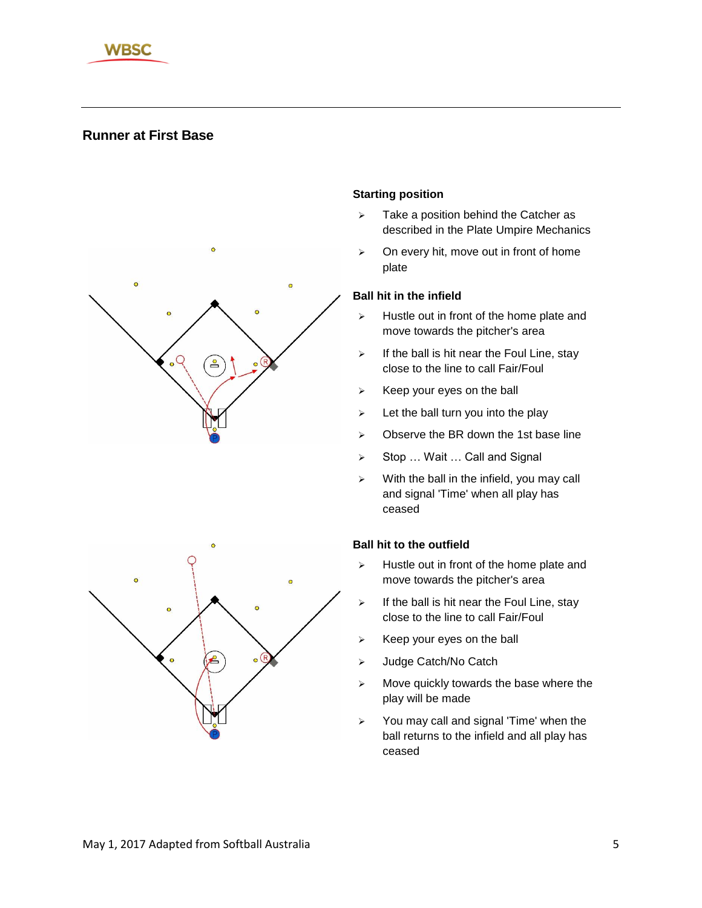## Runner at First Base

### Starting position

- Take a position behind the Catcher as described in the Plate Umpire Mechanics
- On every hit, move out in front of home plate

### Ball hit in the infield

- Hustle out in front of the home plate and move towards the pitcher's area
- If the ball is hit near the Foul Line, stay close to the line to call Fair/Foul
- Keep your eyes on the ball
- Let the ball turn you into the play
- Observe the BR down the 1st base line
- Stop … Wait … Call and Signal
- With the ball in the infield, you may call and signal 'Time' when all play has ceased

### Ball hit to the outfield

- Hustle out in front of the home plate and move towards the pitcher's area
- If the ball is hit near the Foul Line, stay close to the line to call Fair/Foul
- Keep your eyes on the ball
- Judge Catch/No Catch
- Move quickly towards the base where the play will be made
- You may call and signal 'Time' when the ball returns to the infield and all play has ceased

May 1, 2017 Adapted from Softball Australia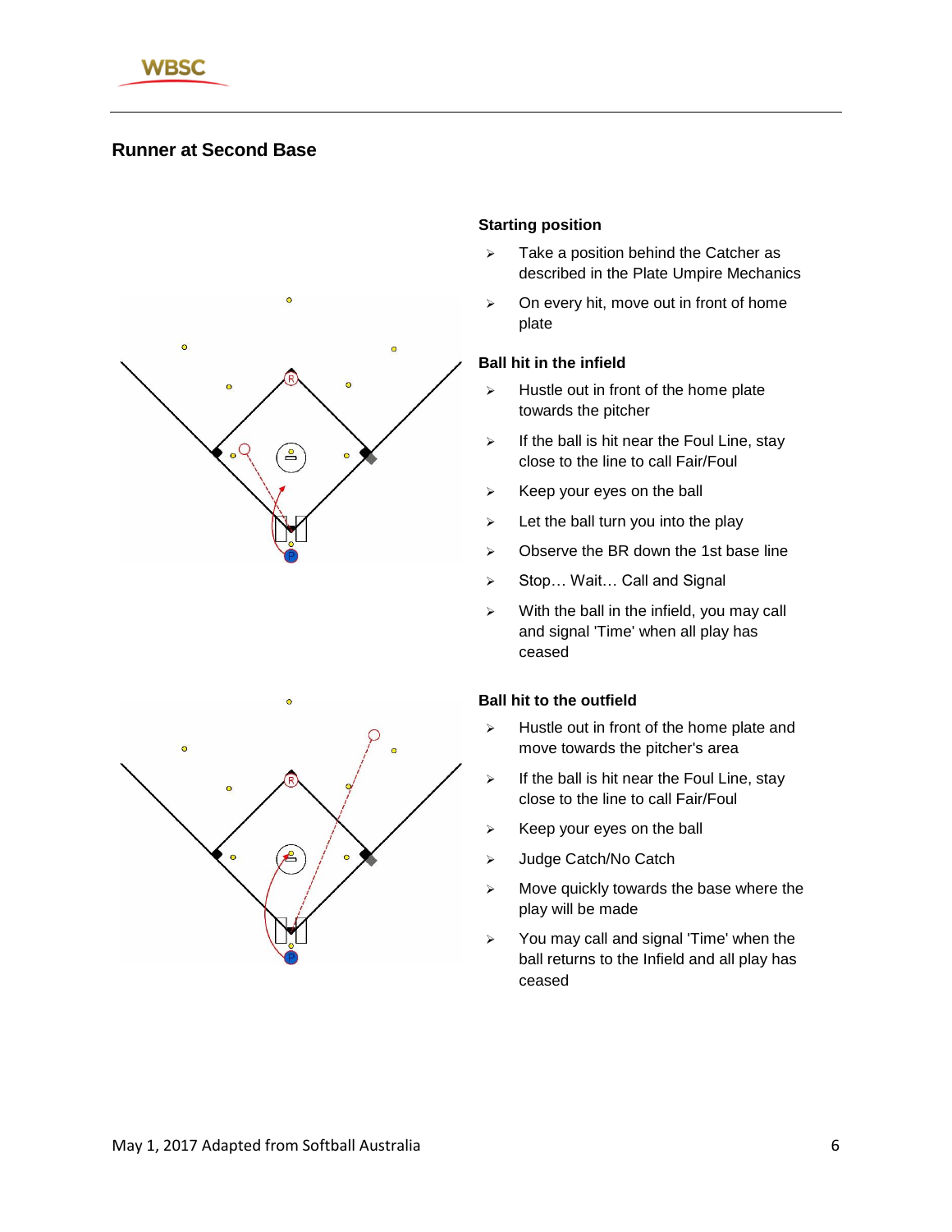## Runner at Second Base

### Starting position

- Take a position behind the Catcher as described in the Plate Umpire Mechanics
- On every hit, move out in front of home plate

### Ball hit in the infield

- Hustle out in front of the home plate towards the pitcher
- If the ball is hit near the Foul Line, stay close to the line to call Fair/Foul
- Keep your eyes on the ball
- Let the ball turn you into the play
- Observe the BR down the 1st base line
- Stop… Wait… Call and Signal
- With the ball in the infield, you may call and signal 'Time' when all play has ceased

### Ball hit to the outfield

- Hustle out in front of the home plate and move towards the pitcher's area
- If the ball is hit near the Foul Line, stay close to the line to call Fair/Foul
- Keep your eyes on the ball
- Judge Catch/No Catch
- Move quickly towards the base where the play will be made
- You may call and signal 'Time' when the ball returns to the Infield and all play has ceased

May 1, 2017 Adapted from Softball Australia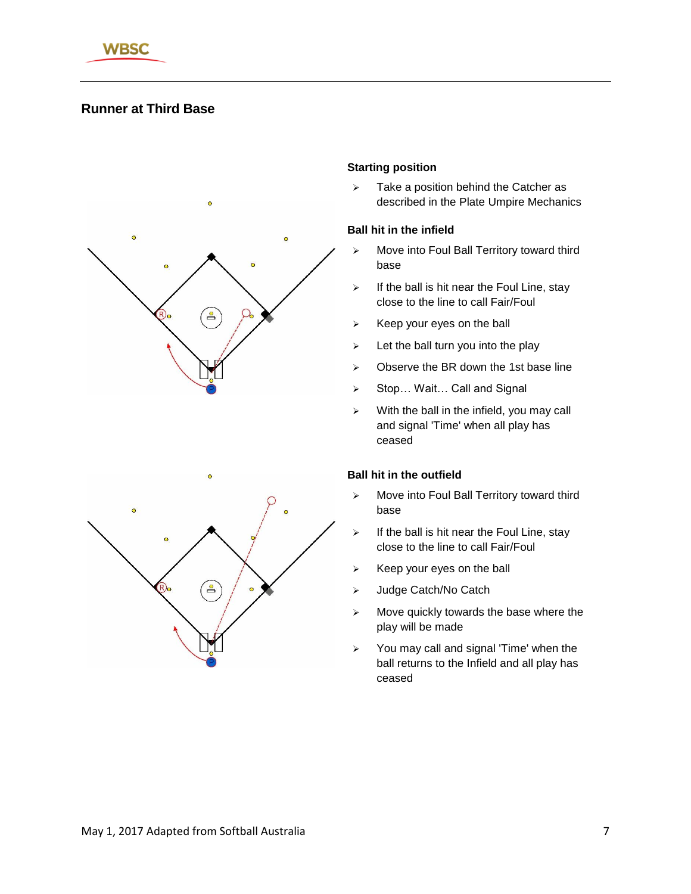## Runner at Third Base

**Starting position**

- Take a position behind the Catcher as described in the Plate Umpire Mechanics

**Ball hit in the infield**

- Move into Foul Ball Territory toward third base
- If the ball is hit near the Foul Line, stay close to the line to call Fair/Foul
- Keep your eyes on the ball
- Let the ball turn you into the play
- Observe the BR down the 1st base line
- Stop… Wait… Call and Signal
- With the ball in the infield, you may call and signal 'Time' when all play has ceased

**Ball hit in the outfield**

- Move into Foul Ball Territory toward third base
- If the ball is hit near the Foul Line, stay close to the line to call Fair/Foul
- Keep your eyes on the ball
- Judge Catch/No Catch
- Move quickly towards the base where the play will be made
- You may call and signal 'Time' when the ball returns to the Infield and all play has ceased

May 1, 2017 Adapted from Softball Australia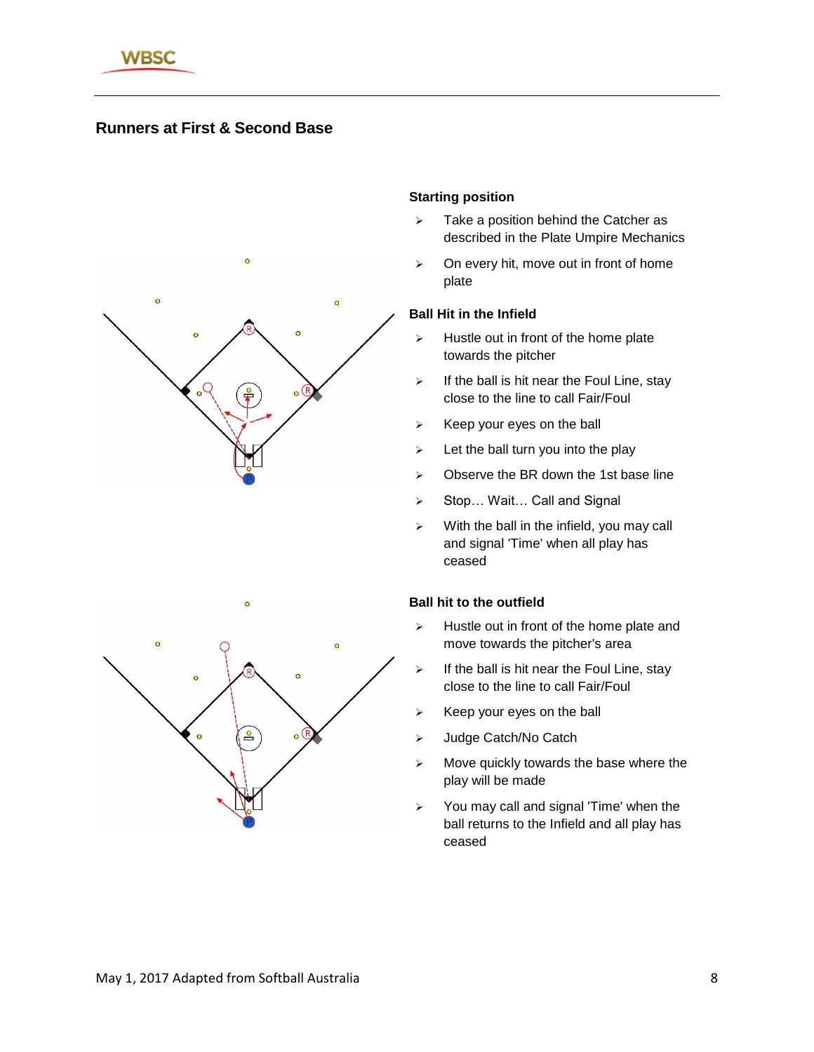## Runners at First & Second Base

### Starting position

- Take a position behind the Catcher as described in the Plate Umpire Mechanics
- On every hit, move out in front of home plate

### Ball Hit in the Infield

- Hustle out in front of the home plate towards the pitcher
- If the ball is hit near the Foul Line, stay close to the line to call Fair/Foul
- Keep your eyes on the ball
- Let the ball turn you into the play
- Observe the BR down the 1st base line
- Stop… Wait… Call and Signal
- With the ball in the infield, you may call and signal 'Time' when all play has ceased

### Ball hit to the outfield

- Hustle out in front of the home plate and move towards the pitcher's area
- If the ball is hit near the Foul Line, stay close to the line to call Fair/Foul
- Keep your eyes on the ball
- Judge Catch/No Catch
- Move quickly towards the base where the play will be made
- You may call and signal 'Time' when the ball returns to the Infield and all play has ceased

May 1, 2017 Adapted from Softball Australia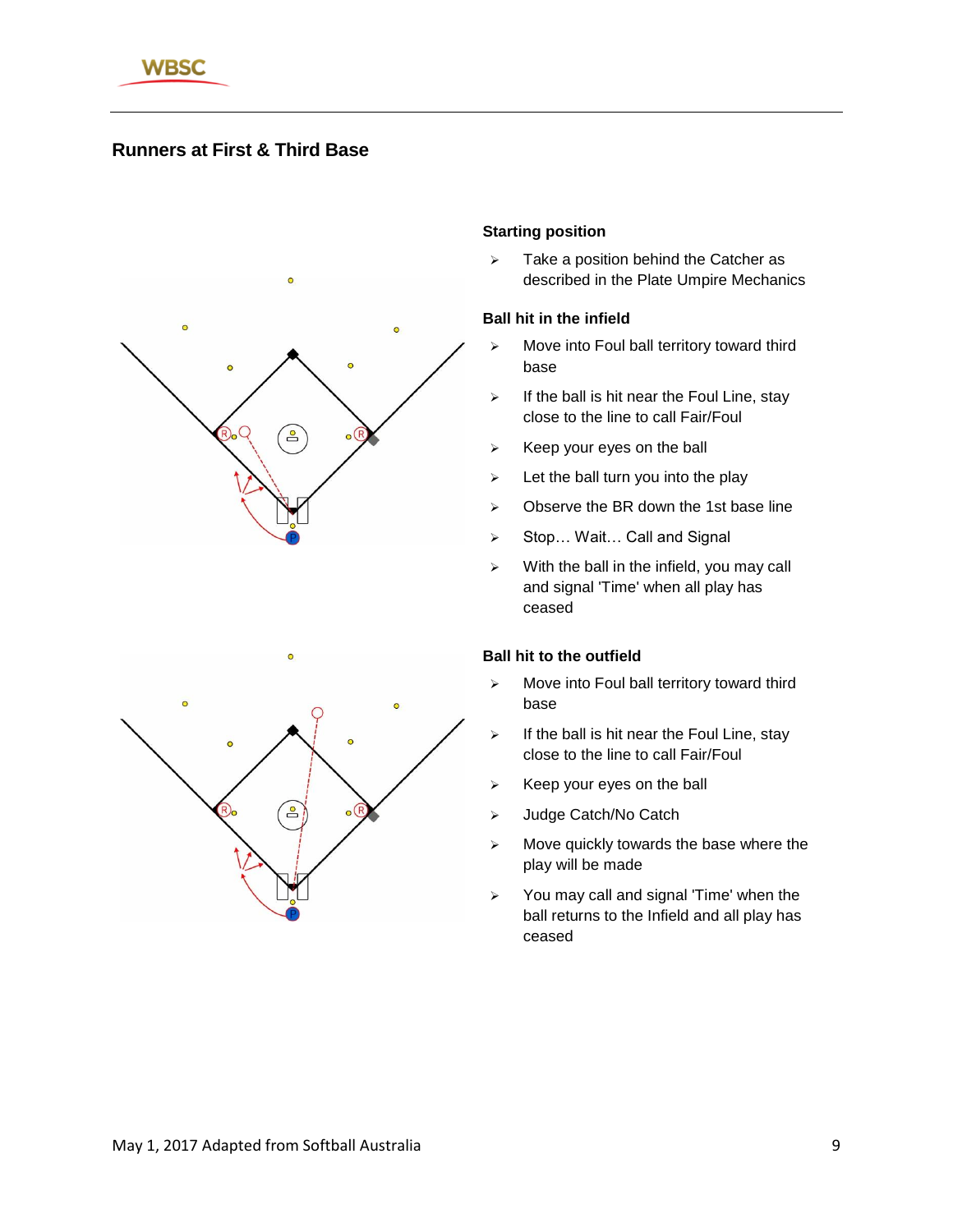## Runners at First & Third Base

### Starting position

- Take a position behind the Catcher as described in the Plate Umpire Mechanics

### Ball hit in the infield

- Move into Foul ball territory toward third base
- If the ball is hit near the Foul Line, stay close to the line to call Fair/Foul
- Keep your eyes on the ball
- Let the ball turn you into the play
- Observe the BR down the 1st base line
- Stop… Wait… Call and Signal
- With the ball in the infield, you may call and signal 'Time' when all play has ceased

### Ball hit to the outfield

- Move into Foul ball territory toward third base
- If the ball is hit near the Foul Line, stay close to the line to call Fair/Foul
- Keep your eyes on the ball
- Judge Catch/No Catch
- Move quickly towards the base where the play will be made
- You may call and signal 'Time' when the ball returns to the Infield and all play has ceased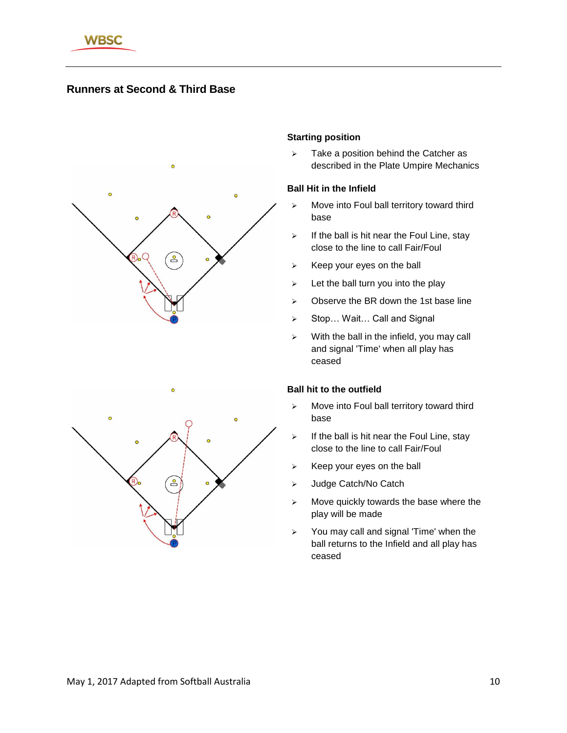## Runners at Second & Third Base

### Starting position

- Take a position behind the Catcher as described in the Plate Umpire Mechanics

### Ball Hit in the Infield

- Move into Foul ball territory toward third base
- If the ball is hit near the Foul Line, stay close to the line to call Fair/Foul
- Keep your eyes on the ball
- Let the ball turn you into the play
- Observe the BR down the 1st base line
- Stop… Wait… Call and Signal
- With the ball in the infield, you may call and signal 'Time' when all play has ceased

### Ball hit to the outfield

- Move into Foul ball territory toward third base
- If the ball is hit near the Foul Line, stay close to the line to call Fair/Foul
- Keep your eyes on the ball
- Judge Catch/No Catch
- Move quickly towards the base where the play will be made
- You may call and signal 'Time' when the ball returns to the Infield and all play has ceased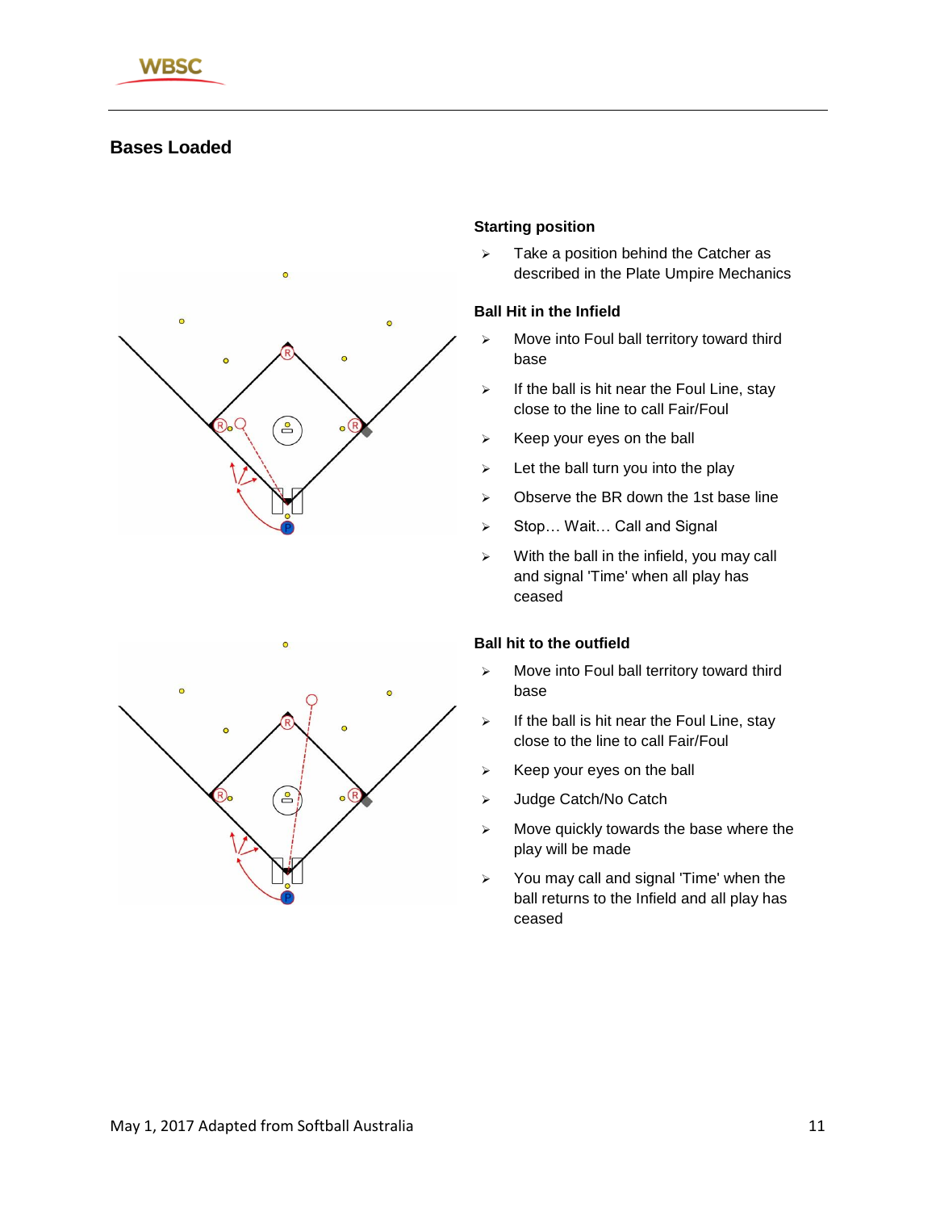## Bases Loaded

### Starting position

- Take a position behind the Catcher as described in the Plate Umpire Mechanics

### Ball Hit in the Infield

- Move into Foul ball territory toward third base
- If the ball is hit near the Foul Line, stay close to the line to call Fair/Foul
- Keep your eyes on the ball
- Let the ball turn you into the play
- Observe the BR down the 1st base line
- Stop… Wait… Call and Signal
- With the ball in the infield, you may call and signal 'Time' when all play has ceased

### Ball hit to the outfield

- Move into Foul ball territory toward third base
- If the ball is hit near the Foul Line, stay close to the line to call Fair/Foul
- Keep your eyes on the ball
- Judge Catch/No Catch
- Move quickly towards the base where the play will be made
- You may call and signal 'Time' when the ball returns to the Infield and all play has ceased

May 1, 2017 Adapted from Softball Australia